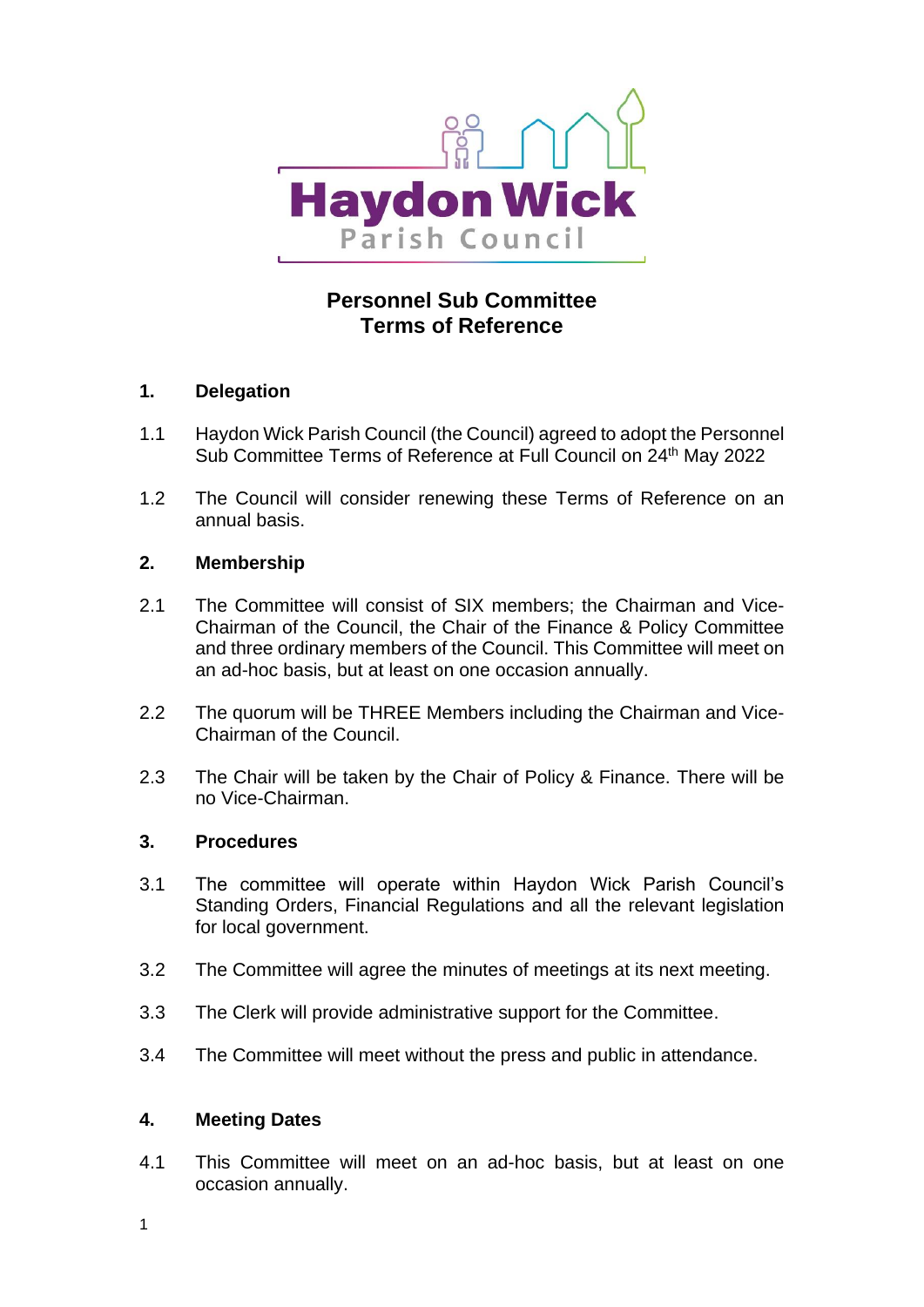Haydon Wick Parish Council

# Personnel Sub Committee Terms of Reference

## 1. Delegation

1.1 Haydon Wick Parish Council (the Council) agreed to adopt the Personnel Sub Committee Terms of Reference at Full Council on 24th May 2022

1.2 The Council will consider renewing these Terms of Reference on an annual basis.

## 2. Membership

2.1 The Committee will consist of SIX members; the Chairman and Vice-Chairman of the Council, the Chair of the Finance & Policy Committee and three ordinary members of the Council. This Committee will meet on an ad-hoc basis, but at least on one occasion annually.

2.2 The quorum will be THREE Members including the Chairman and Vice-Chairman of the Council.

2.3 The Chair will be taken by the Chair of Policy & Finance. There will be no Vice-Chairman.

## 3. Procedures

3.1 The committee will operate within Haydon Wick Parish Council's Standing Orders, Financial Regulations and all the relevant legislation for local government.

3.2 The Committee will agree the minutes of meetings at its next meeting.

3.3 The Clerk will provide administrative support for the Committee.

3.4 The Committee will meet without the press and public in attendance.

## 4. Meeting Dates

4.1 This Committee will meet on an ad-hoc basis, but at least on one occasion annually.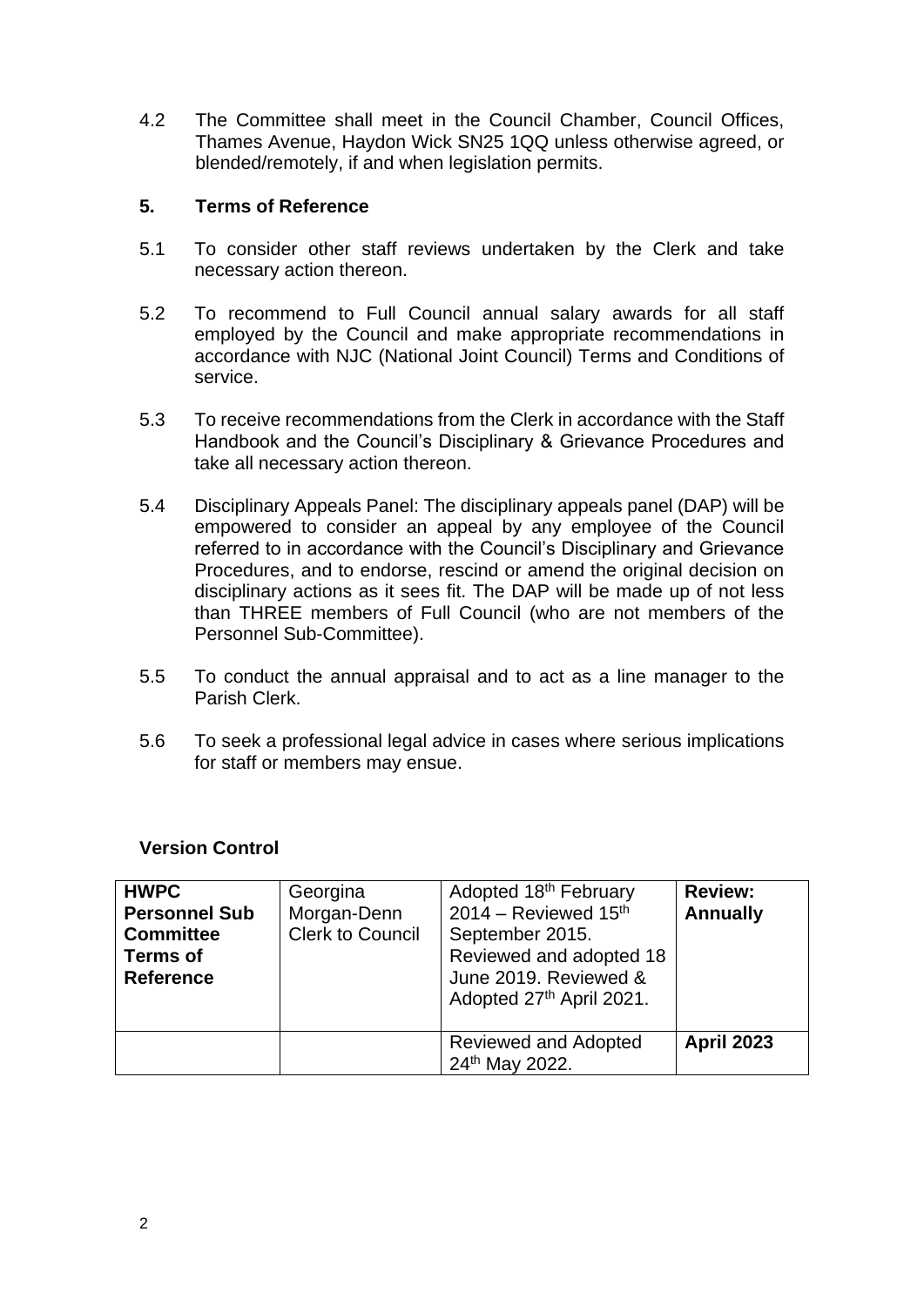4.2 The Committee shall meet in the Council Chamber, Council Offices, Thames Avenue, Haydon Wick SN25 1QQ unless otherwise agreed, or blended/remotely, if and when legislation permits.

## 5. Terms of Reference

5.1 To consider other staff reviews undertaken by the Clerk and take necessary action thereon.

5.2 To recommend to Full Council annual salary awards for all staff employed by the Council and make appropriate recommendations in accordance with NJC (National Joint Council) Terms and Conditions of service.

5.3 To receive recommendations from the Clerk in accordance with the Staff Handbook and the Council's Disciplinary & Grievance Procedures and take all necessary action thereon.

5.4 Disciplinary Appeals Panel: The disciplinary appeals panel (DAP) will be empowered to consider an appeal by any employee of the Council referred to in accordance with the Council's Disciplinary and Grievance Procedures, and to endorse, rescind or amend the original decision on disciplinary actions as it sees fit. The DAP will be made up of not less than THREE members of Full Council (who are not members of the Personnel Sub-Committee).

5.5 To conduct the annual appraisal and to act as a line manager to the Parish Clerk.

5.6 To seek a professional legal advice in cases where serious implications for staff or members may ensue.

**Version Control**

| | | | |
|---|---|---|---|
| **HWPC Personnel Sub Committee Terms of Reference** | Georgina Morgan-Denn Clerk to Council | Adopted 18th February 2014 – Reviewed 15th September 2015. Reviewed and adopted 18 June 2019. Reviewed & Adopted 27th April 2021. | **Review: Annually** |
| | | Reviewed and Adopted 24th May 2022. | **April 2023** |